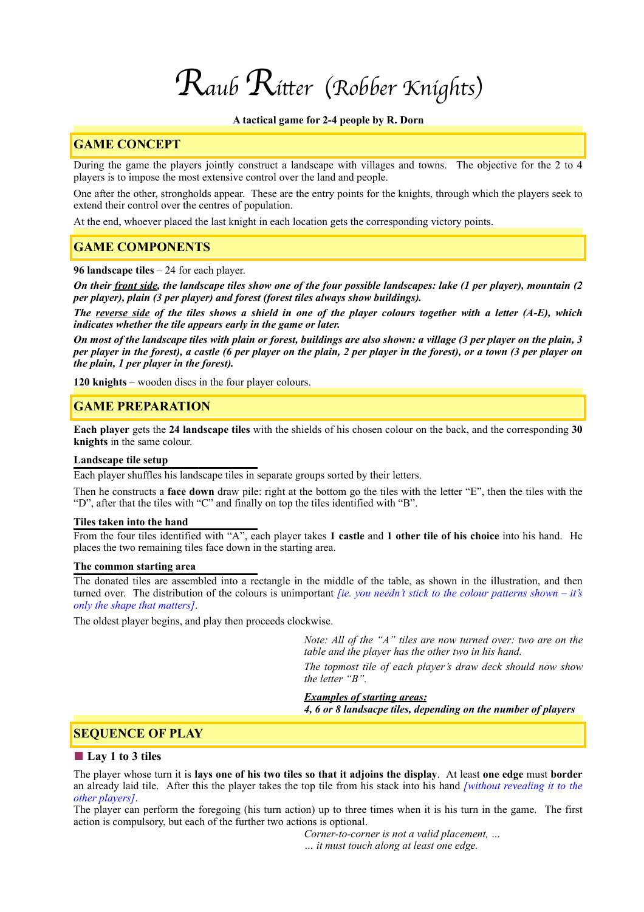# Raub Ritter (Robber Knights)

**A tactical game for 2-4 people by R. Dorn**

## GAME CONCEPT

During the game the players jointly construct a landscape with villages and towns. The objective for the 2 to 4 players is to impose the most extensive control over the land and people.

One after the other, strongholds appear. These are the entry points for the knights, through which the players seek to extend their control over the centres of population.

At the end, whoever placed the last knight in each location gets the corresponding victory points.

## GAME COMPONENTS

**96 landscape tiles** – 24 for each player.

***On their front side, the landscape tiles show one of the four possible landscapes: lake (1 per player), mountain (2 per player), plain (3 per player) and forest (forest tiles always show buildings).***

***The reverse side of the tiles shows a shield in one of the player colours together with a letter (A-E), which indicates whether the tile appears early in the game or later.***

***On most of the landscape tiles with plain or forest, buildings are also shown: a village (3 per player on the plain, 3 per player in the forest), a castle (6 per player on the plain, 2 per player in the forest), or a town (3 per player on the plain, 1 per player in the forest).***

**120 knights** – wooden discs in the four player colours.

## GAME PREPARATION

**Each player** gets the **24 landscape tiles** with the shields of his chosen colour on the back, and the corresponding **30 knights** in the same colour.

### Landscape tile setup

Each player shuffles his landscape tiles in separate groups sorted by their letters.

Then he constructs a **face down** draw pile: right at the bottom go the tiles with the letter "E", then the tiles with the "D", after that the tiles with "C" and finally on top the tiles identified with "B".

### Tiles taken into the hand

From the four tiles identified with "A", each player takes **1 castle** and **1 other tile of his choice** into his hand. He places the two remaining tiles face down in the starting area.

### The common starting area

The donated tiles are assembled into a rectangle in the middle of the table, as shown in the illustration, and then turned over. The distribution of the colours is unimportant *[ie. you needn't stick to the colour patterns shown – it's only the shape that matters]*.

The oldest player begins, and play then proceeds clockwise.

*Note: All of the "A" tiles are now turned over: two are on the table and the player has the other two in his hand.*

*The topmost tile of each player's draw deck should now show the letter "B".*

***Examples of starting areas:***
***4, 6 or 8 landsacpe tiles, depending on the number of players***

## SEQUENCE OF PLAY

### ■ Lay 1 to 3 tiles

The player whose turn it is **lays one of his two tiles so that it adjoins the display**. At least **one edge** must **border** an already laid tile. After this the player takes the top tile from his stack into his hand *[without revealing it to the other players]*.

The player can perform the foregoing (his turn action) up to three times when it is his turn in the game. The first action is compulsory, but each of the further two actions is optional.

*Corner-to-corner is not a valid placement, …*
*… it must touch along at least one edge.*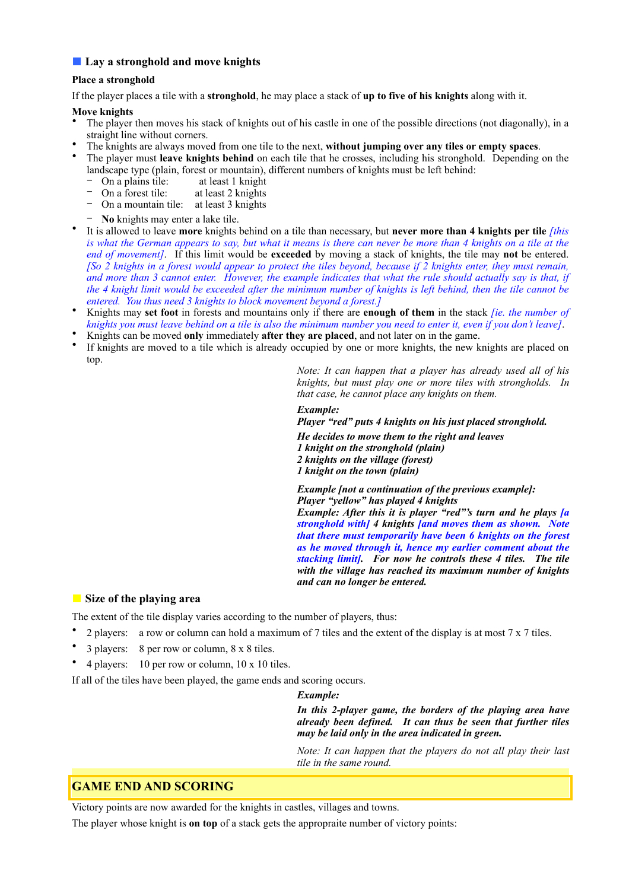## Lay a stronghold and move knights

**Place a stronghold**

If the player places a tile with a **stronghold**, he may place a stack of **up to five of his knights** along with it.

**Move knights**

- The player then moves his stack of knights out of his castle in one of the possible directions (not diagonally), in a straight line without corners.
- The knights are always moved from one tile to the next, **without jumping over any tiles or empty spaces**.
- The player must **leave knights behind** on each tile that he crosses, including his stronghold. Depending on the landscape type (plain, forest or mountain), different numbers of knights must be left behind:
  - On a plains tile: at least 1 knight
  - On a forest tile: at least 2 knights
  - On a mountain tile: at least 3 knights
  - **No** knights may enter a lake tile.
- It is allowed to leave **more** knights behind on a tile than necessary, but **never more than 4 knights per tile** *[this is what the German appears to say, but what it means is there can never be more than 4 knights on a tile at the end of movement]*. If this limit would be **exceeded** by moving a stack of knights, the tile may **not** be entered. *[So 2 knights in a forest would appear to protect the tiles beyond, because if 2 knights enter, they must remain, and more than 3 cannot enter. However, the example indicates that what the rule should actually say is that, if the 4 knight limit would be exceeded after the minimum number of knights is left behind, then the tile cannot be entered. You thus need 3 knights to block movement beyond a forest.]*
- Knights may **set foot** in forests and mountains only if there are **enough of them** in the stack *[ie. the number of knights you must leave behind on a tile is also the minimum number you need to enter it, even if you don't leave]*.
- Knights can be moved **only** immediately **after they are placed**, and not later on in the game.
- If knights are moved to a tile which is already occupied by one or more knights, the new knights are placed on top.

*Note: It can happen that a player has already used all of his knights, but must play one or more tiles with strongholds. In that case, he cannot place any knights on them.*

***Example:***
***Player "red" puts 4 knights on his just placed stronghold.***

***He decides to move them to the right and leaves***
***1 knight on the stronghold (plain)***
***2 knights on the village (forest)***
***1 knight on the town (plain)***

***Example [not a continuation of the previous example]:***
***Player "yellow" has played 4 knights***
***Example: After this it is player "red"'s turn and he plays [a stronghold with] 4 knights [and moves them as shown. Note that there must temporarily have been 6 knights on the forest as he moved through it, hence my earlier comment about the stacking limit]. For now he controls these 4 tiles. The tile with the village has reached its maximum number of knights and can no longer be entered.***

## Size of the playing area

The extent of the tile display varies according to the number of players, thus:

- 2 players: a row or column can hold a maximum of 7 tiles and the extent of the display is at most 7 x 7 tiles.
- 3 players: 8 per row or column, 8 x 8 tiles.
- 4 players: 10 per row or column, 10 x 10 tiles.

If all of the tiles have been played, the game ends and scoring occurs.

***Example:***

***In this 2-player game, the borders of the playing area have already been defined. It can thus be seen that further tiles may be laid only in the area indicated in green.***

*Note: It can happen that the players do not all play their last tile in the same round.*

# GAME END AND SCORING

Victory points are now awarded for the knights in castles, villages and towns.

The player whose knight is **on top** of a stack gets the appropraite number of victory points: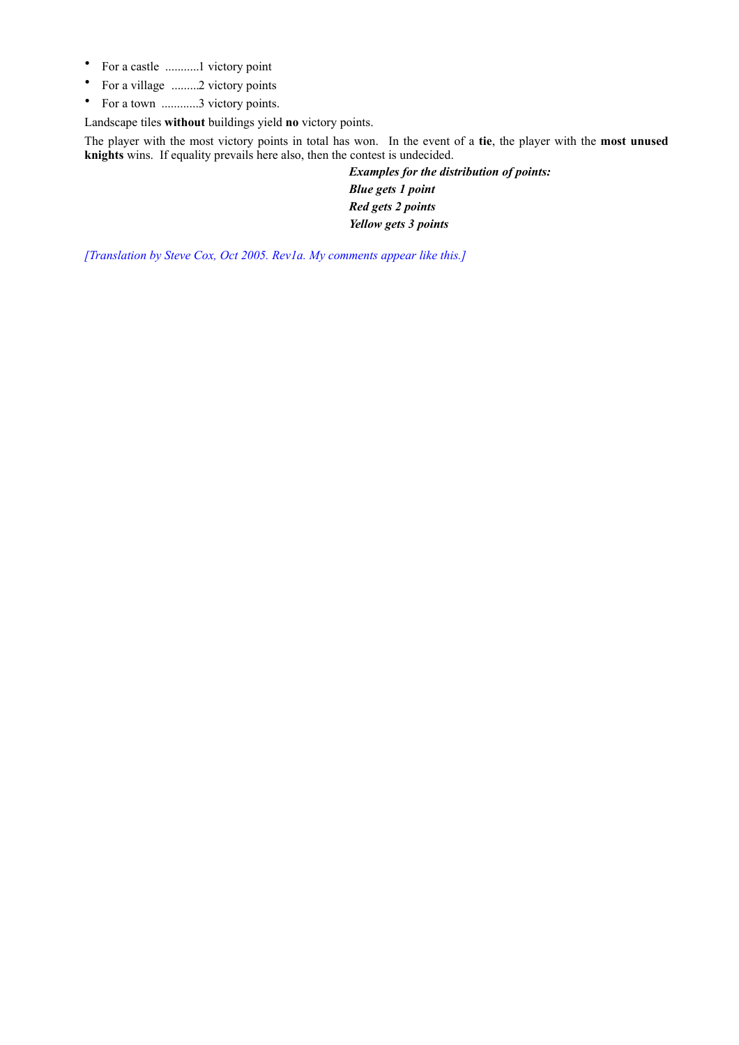- For a castle ...........1 victory point
- For a village .........2 victory points
- For a town ............3 victory points.

Landscape tiles **without** buildings yield **no** victory points.

The player with the most victory points in total has won. In the event of a **tie**, the player with the **most unused knights** wins. If equality prevails here also, then the contest is undecided.

***Examples for the distribution of points:***
***Blue gets 1 point***
***Red gets 2 points***
***Yellow gets 3 points***

*[Translation by Steve Cox, Oct 2005. Rev1a. My comments appear like this.]*